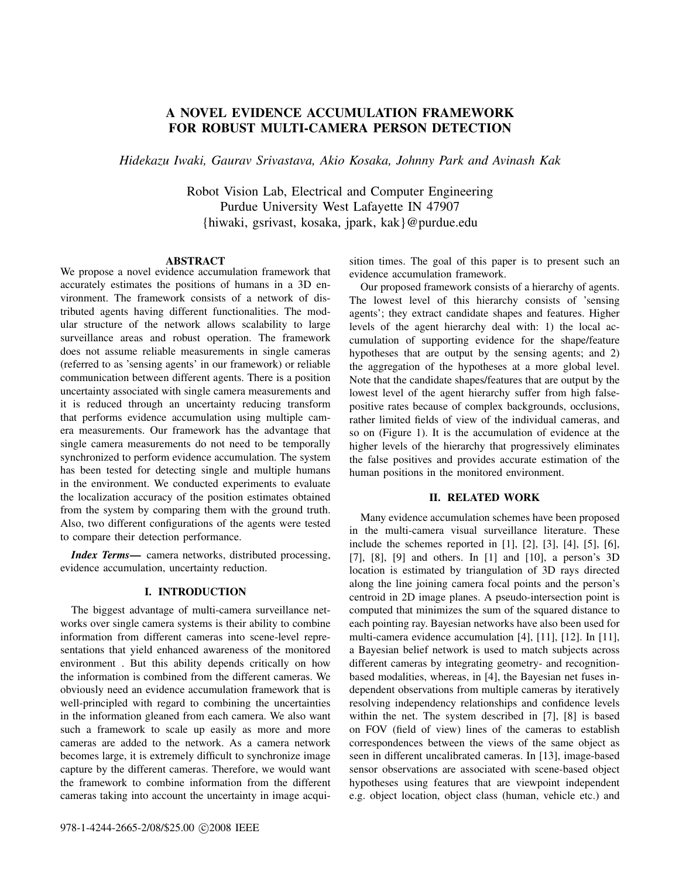# A NOVEL EVIDENCE ACCUMULATION FRAMEWORK FOR ROBUST MULTI-CAMERA PERSON DETECTION

*Hidekazu Iwaki, Gaurav Srivastava, Akio Kosaka, Johnny Park and Avinash Kak*

Robot Vision Lab, Electrical and Computer Engineering
Purdue University West Lafayette IN 47907
{hiwaki, gsrivast, kosaka, jpark, kak}@purdue.edu

## ABSTRACT

We propose a novel evidence accumulation framework that accurately estimates the positions of humans in a 3D environment. The framework consists of a network of distributed agents having different functionalities. The modular structure of the network allows scalability to large surveillance areas and robust operation. The framework does not assume reliable measurements in single cameras (referred to as 'sensing agents' in our framework) or reliable communication between different agents. There is a position uncertainty associated with single camera measurements and it is reduced through an uncertainty reducing transform that performs evidence accumulation using multiple camera measurements. Our framework has the advantage that single camera measurements do not need to be temporally synchronized to perform evidence accumulation. The system has been tested for detecting single and multiple humans in the environment. We conducted experiments to evaluate the localization accuracy of the position estimates obtained from the system by comparing them with the ground truth. Also, two different configurations of the agents were tested to compare their detection performance.

***Index Terms*—** camera networks, distributed processing, evidence accumulation, uncertainty reduction.

## I. INTRODUCTION

The biggest advantage of multi-camera surveillance networks over single camera systems is their ability to combine information from different cameras into scene-level representations that yield enhanced awareness of the monitored environment . But this ability depends critically on how the information is combined from the different cameras. We obviously need an evidence accumulation framework that is well-principled with regard to combining the uncertainties in the information gleaned from each camera. We also want such a framework to scale up easily as more and more cameras are added to the network. As a camera network becomes large, it is extremely difficult to synchronize image capture by the different cameras. Therefore, we would want the framework to combine information from the different cameras taking into account the uncertainty in image acquisition times. The goal of this paper is to present such an evidence accumulation framework.

Our proposed framework consists of a hierarchy of agents. The lowest level of this hierarchy consists of 'sensing agents'; they extract candidate shapes and features. Higher levels of the agent hierarchy deal with: 1) the local accumulation of supporting evidence for the shape/feature hypotheses that are output by the sensing agents; and 2) the aggregation of the hypotheses at a more global level. Note that the candidate shapes/features that are output by the lowest level of the agent hierarchy suffer from high false-positive rates because of complex backgrounds, occlusions, rather limited fields of view of the individual cameras, and so on (Figure 1). It is the accumulation of evidence at the higher levels of the hierarchy that progressively eliminates the false positives and provides accurate estimation of the human positions in the monitored environment.

## II. RELATED WORK

Many evidence accumulation schemes have been proposed in the multi-camera visual surveillance literature. These include the schemes reported in [1], [2], [3], [4], [5], [6], [7], [8], [9] and others. In [1] and [10], a person's 3D location is estimated by triangulation of 3D rays directed along the line joining camera focal points and the person's centroid in 2D image planes. A pseudo-intersection point is computed that minimizes the sum of the squared distance to each pointing ray. Bayesian networks have also been used for multi-camera evidence accumulation [4], [11], [12]. In [11], a Bayesian belief network is used to match subjects across different cameras by integrating geometry- and recognition-based modalities, whereas, in [4], the Bayesian net fuses independent observations from multiple cameras by iteratively resolving independency relationships and confidence levels within the net. The system described in [7], [8] is based on FOV (field of view) lines of the cameras to establish correspondences between the views of the same object as seen in different uncalibrated cameras. In [13], image-based sensor observations are associated with scene-based object hypotheses using features that are viewpoint independent e.g. object location, object class (human, vehicle etc.) and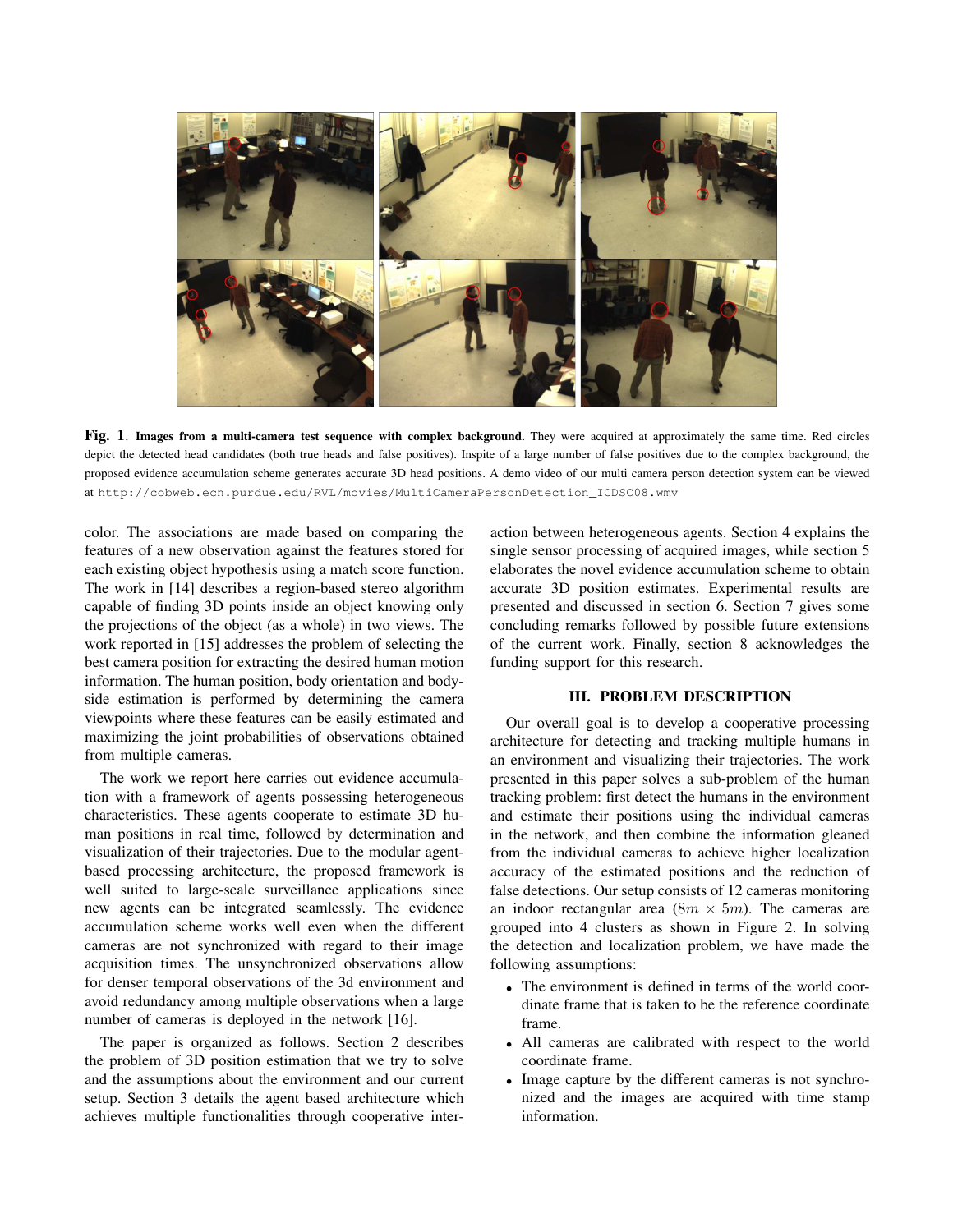**Fig. 1**. **Images from a multi-camera test sequence with complex background.** They were acquired at approximately the same time. Red circles depict the detected head candidates (both true heads and false positives). Inspite of a large number of false positives due to the complex background, the proposed evidence accumulation scheme generates accurate 3D head positions. A demo video of our multi camera person detection system can be viewed at `http://cobweb.ecn.purdue.edu/RVL/movies/MultiCameraPersonDetection_ICDSC08.wmv`

color. The associations are made based on comparing the features of a new observation against the features stored for each existing object hypothesis using a match score function. The work in [14] describes a region-based stereo algorithm capable of finding 3D points inside an object knowing only the projections of the object (as a whole) in two views. The work reported in [15] addresses the problem of selecting the best camera position for extracting the desired human motion information. The human position, body orientation and body-side estimation is performed by determining the camera viewpoints where these features can be easily estimated and maximizing the joint probabilities of observations obtained from multiple cameras.

The work we report here carries out evidence accumulation with a framework of agents possessing heterogeneous characteristics. These agents cooperate to estimate 3D human positions in real time, followed by determination and visualization of their trajectories. Due to the modular agent-based processing architecture, the proposed framework is well suited to large-scale surveillance applications since new agents can be integrated seamlessly. The evidence accumulation scheme works well even when the different cameras are not synchronized with regard to their image acquisition times. The unsynchronized observations allow for denser temporal observations of the 3d environment and avoid redundancy among multiple observations when a large number of cameras is deployed in the network [16].

The paper is organized as follows. Section 2 describes the problem of 3D position estimation that we try to solve and the assumptions about the environment and our current setup. Section 3 details the agent based architecture which achieves multiple functionalities through cooperative interaction between heterogeneous agents. Section 4 explains the single sensor processing of acquired images, while section 5 elaborates the novel evidence accumulation scheme to obtain accurate 3D position estimates. Experimental results are presented and discussed in section 6. Section 7 gives some concluding remarks followed by possible future extensions of the current work. Finally, section 8 acknowledges the funding support for this research.

## III. PROBLEM DESCRIPTION

Our overall goal is to develop a cooperative processing architecture for detecting and tracking multiple humans in an environment and visualizing their trajectories. The work presented in this paper solves a sub-problem of the human tracking problem: first detect the humans in the environment and estimate their positions using the individual cameras in the network, and then combine the information gleaned from the individual cameras to achieve higher localization accuracy of the estimated positions and the reduction of false detections. Our setup consists of 12 cameras monitoring an indoor rectangular area ($8m \times 5m$). The cameras are grouped into 4 clusters as shown in Figure 2. In solving the detection and localization problem, we have made the following assumptions:

- The environment is defined in terms of the world coordinate frame that is taken to be the reference coordinate frame.
- All cameras are calibrated with respect to the world coordinate frame.
- Image capture by the different cameras is not synchronized and the images are acquired with time stamp information.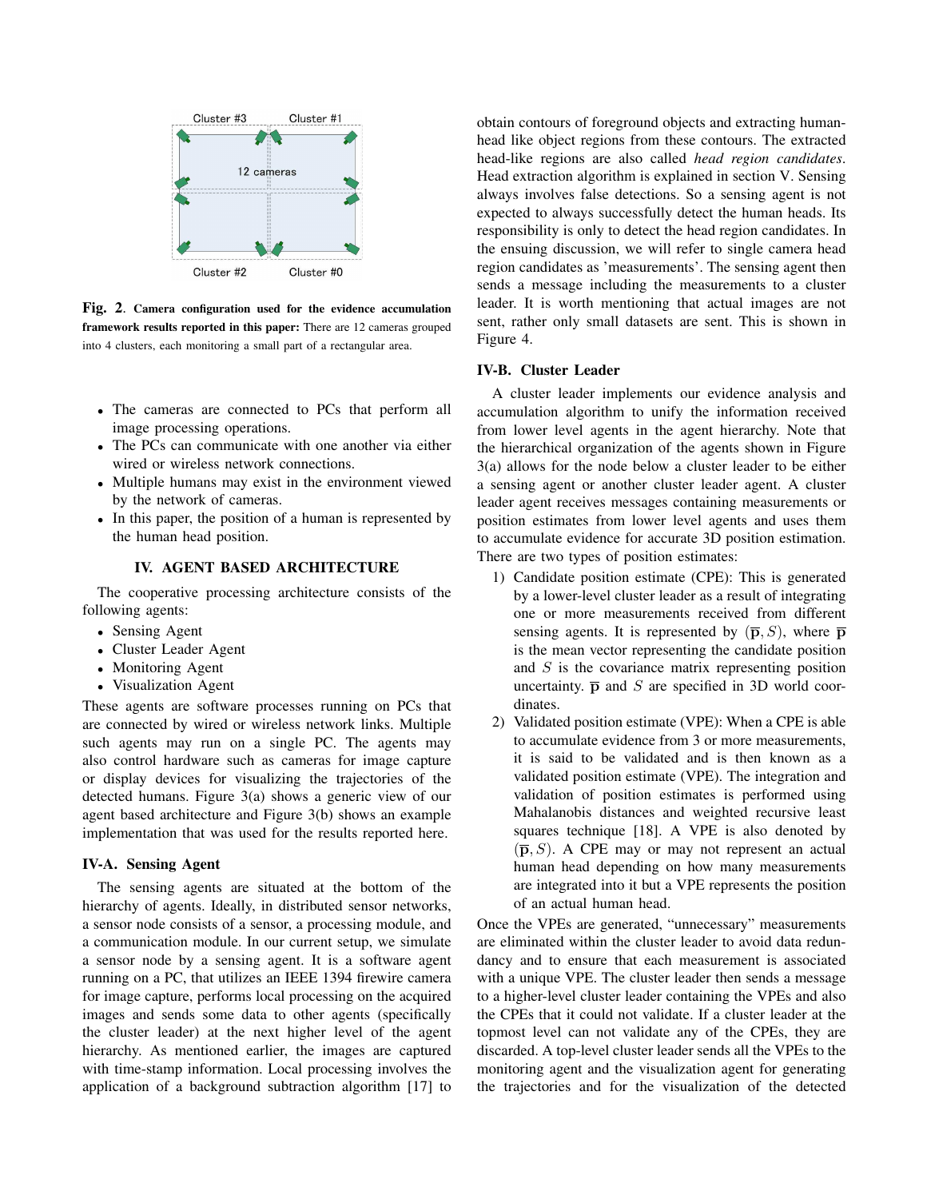Cluster #3

Cluster #1

12 cameras

Cluster #2

Cluster #0

**Fig. 2**. **Camera configuration used for the evidence accumulation framework results reported in this paper:** There are 12 cameras grouped into 4 clusters, each monitoring a small part of a rectangular area.

- The cameras are connected to PCs that perform all image processing operations.
- The PCs can communicate with one another via either wired or wireless network connections.
- Multiple humans may exist in the environment viewed by the network of cameras.
- In this paper, the position of a human is represented by the human head position.

## IV. AGENT BASED ARCHITECTURE

The cooperative processing architecture consists of the following agents:

- Sensing Agent
- Cluster Leader Agent
- Monitoring Agent
- Visualization Agent

These agents are software processes running on PCs that are connected by wired or wireless network links. Multiple such agents may run on a single PC. The agents may also control hardware such as cameras for image capture or display devices for visualizing the trajectories of the detected humans. Figure 3(a) shows a generic view of our agent based architecture and Figure 3(b) shows an example implementation that was used for the results reported here.

### IV-A. Sensing Agent

The sensing agents are situated at the bottom of the hierarchy of agents. Ideally, in distributed sensor networks, a sensor node consists of a sensor, a processing module, and a communication module. In our current setup, we simulate a sensor node by a sensing agent. It is a software agent running on a PC, that utilizes an IEEE 1394 firewire camera for image capture, performs local processing on the acquired images and sends some data to other agents (specifically the cluster leader) at the next higher level of the agent hierarchy. As mentioned earlier, the images are captured with time-stamp information. Local processing involves the application of a background subtraction algorithm [17] to obtain contours of foreground objects and extracting human-head like object regions from these contours. The extracted head-like regions are also called *head region candidates*. Head extraction algorithm is explained in section V. Sensing always involves false detections. So a sensing agent is not expected to always successfully detect the human heads. Its responsibility is only to detect the head region candidates. In the ensuing discussion, we will refer to single camera head region candidates as 'measurements'. The sensing agent then sends a message including the measurements to a cluster leader. It is worth mentioning that actual images are not sent, rather only small datasets are sent. This is shown in Figure 4.

### IV-B. Cluster Leader

A cluster leader implements our evidence analysis and accumulation algorithm to unify the information received from lower level agents in the agent hierarchy. Note that the hierarchical organization of the agents shown in Figure 3(a) allows for the node below a cluster leader to be either a sensing agent or another cluster leader agent. A cluster leader agent receives messages containing measurements or position estimates from lower level agents and uses them to accumulate evidence for accurate 3D position estimation. There are two types of position estimates:

1) Candidate position estimate (CPE): This is generated by a lower-level cluster leader as a result of integrating one or more measurements received from different sensing agents. It is represented by $(\overline{\mathbf{p}}, S)$, where $\overline{\mathbf{p}}$ is the mean vector representing the candidate position and $S$ is the covariance matrix representing position uncertainty. $\overline{\mathbf{p}}$ and $S$ are specified in 3D world coordinates.
2) Validated position estimate (VPE): When a CPE is able to accumulate evidence from 3 or more measurements, it is said to be validated and is then known as a validated position estimate (VPE). The integration and validation of position estimates is performed using Mahalanobis distances and weighted recursive least squares technique [18]. A VPE is also denoted by $(\overline{\mathbf{p}}, S)$. A CPE may or may not represent an actual human head depending on how many measurements are integrated into it but a VPE represents the position of an actual human head.

Once the VPEs are generated, "unnecessary" measurements are eliminated within the cluster leader to avoid data redundancy and to ensure that each measurement is associated with a unique VPE. The cluster leader then sends a message to a higher-level cluster leader containing the VPEs and also the CPEs that it could not validate. If a cluster leader at the topmost level can not validate any of the CPEs, they are discarded. A top-level cluster leader sends all the VPEs to the monitoring agent and the visualization agent for generating the trajectories and for the visualization of the detected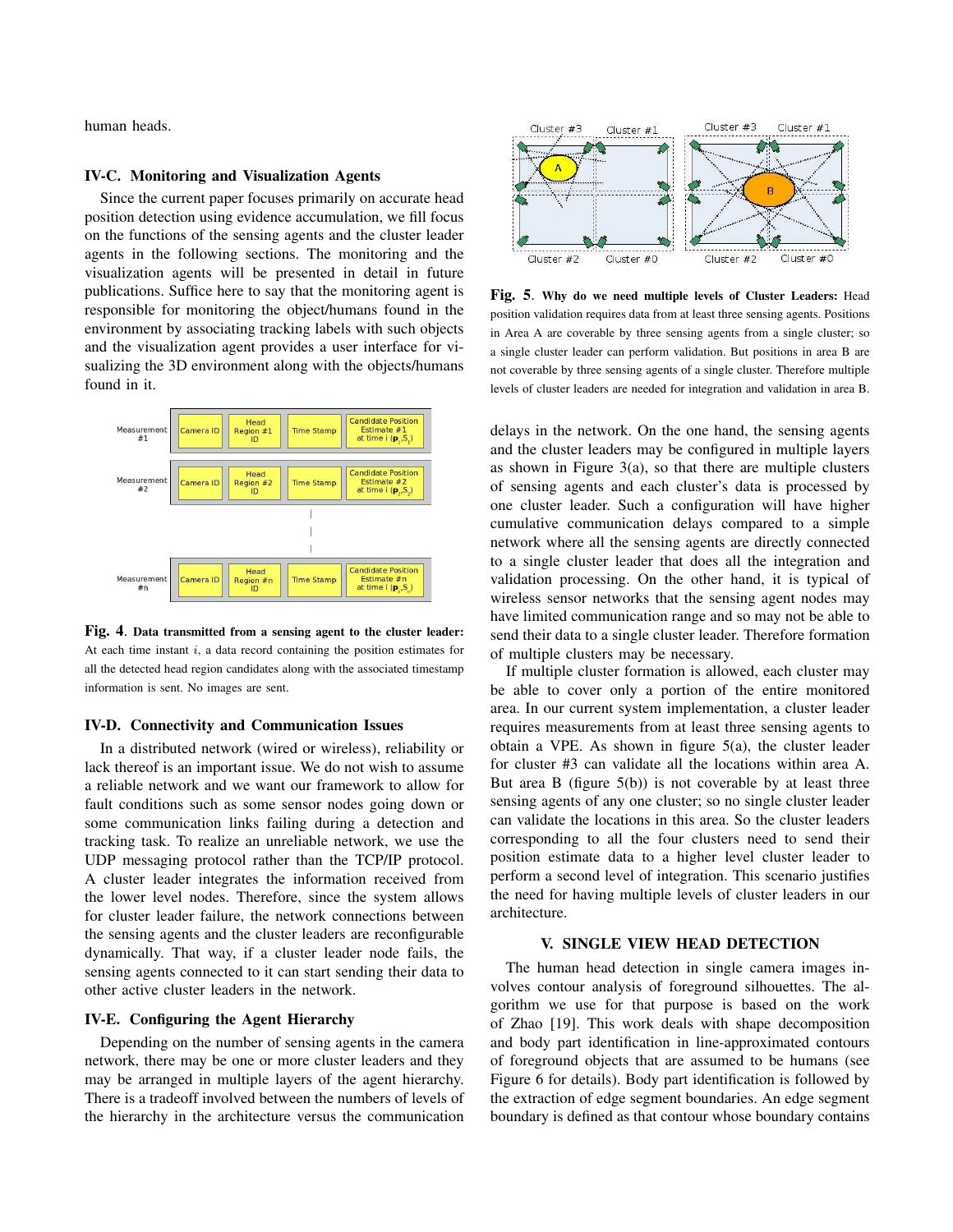human heads.

### IV-C. Monitoring and Visualization Agents

Since the current paper focuses primarily on accurate head position detection using evidence accumulation, we fill focus on the functions of the sensing agents and the cluster leader agents in the following sections. The monitoring and the visualization agents will be presented in detail in future publications. Suffice here to say that the monitoring agent is responsible for monitoring the object/humans found in the environment by associating tracking labels with such objects and the visualization agent provides a user interface for visualizing the 3D environment along with the objects/humans found in it.

Measurement #1 | Camera ID | Head Region #1 ID | Time Stamp | Candidate Position Estimate #1 at time i $(\mathbf{p}_1, S_1)$

Measurement #2 | Camera ID | Head Region #2 ID | Time Stamp | Candidate Position Estimate #2 at time i $(\mathbf{p}_2, S_2)$

Measurement #n | Camera ID | Head Region #n ID | Time Stamp | Candidate Position Estimate #n at time i $(\mathbf{p}_n, S_n)$

**Fig. 4**. **Data transmitted from a sensing agent to the cluster leader:** At each time instant $i$, a data record containing the position estimates for all the detected head region candidates along with the associated timestamp information is sent. No images are sent.

### IV-D. Connectivity and Communication Issues

In a distributed network (wired or wireless), reliability or lack thereof is an important issue. We do not wish to assume a reliable network and we want our framework to allow for fault conditions such as some sensor nodes going down or some communication links failing during a detection and tracking task. To realize an unreliable network, we use the UDP messaging protocol rather than the TCP/IP protocol. A cluster leader integrates the information received from the lower level nodes. Therefore, since the system allows for cluster leader failure, the network connections between the sensing agents and the cluster leaders are reconfigurable dynamically. That way, if a cluster leader node fails, the sensing agents connected to it can start sending their data to other active cluster leaders in the network.

### IV-E. Configuring the Agent Hierarchy

Depending on the number of sensing agents in the camera network, there may be one or more cluster leaders and they may be arranged in multiple layers of the agent hierarchy. There is a tradeoff involved between the numbers of levels of the hierarchy in the architecture versus the communication delays in the network. On the one hand, the sensing agents and the cluster leaders may be configured in multiple layers as shown in Figure 3(a), so that there are multiple clusters of sensing agents and each cluster's data is processed by one cluster leader. Such a configuration will have higher cumulative communication delays compared to a simple network where all the sensing agents are directly connected to a single cluster leader that does all the integration and validation processing. On the other hand, it is typical of wireless sensor networks that the sensing agent nodes may have limited communication range and so may not be able to send their data to a single cluster leader. Therefore formation of multiple clusters may be necessary.

Cluster #3 Cluster #1 A Cluster #2 Cluster #0

Cluster #3 Cluster #1 B Cluster #2 Cluster #0

**Fig. 5**. **Why do we need multiple levels of Cluster Leaders:** Head position validation requires data from at least three sensing agents. Positions in Area A are coverable by three sensing agents from a single cluster; so a single cluster leader can perform validation. But positions in area B are not coverable by three sensing agents of a single cluster. Therefore multiple levels of cluster leaders are needed for integration and validation in area B.

If multiple cluster formation is allowed, each cluster may be able to cover only a portion of the entire monitored area. In our current system implementation, a cluster leader requires measurements from at least three sensing agents to obtain a VPE. As shown in figure 5(a), the cluster leader for cluster #3 can validate all the locations within area A. But area B (figure 5(b)) is not coverable by at least three sensing agents of any one cluster; so no single cluster leader can validate the locations in this area. So the cluster leaders corresponding to all the four clusters need to send their position estimate data to a higher level cluster leader to perform a second level of integration. This scenario justifies the need for having multiple levels of cluster leaders in our architecture.

## V. SINGLE VIEW HEAD DETECTION

The human head detection in single camera images involves contour analysis of foreground silhouettes. The algorithm we use for that purpose is based on the work of Zhao [19]. This work deals with shape decomposition and body part identification in line-approximated contours of foreground objects that are assumed to be humans (see Figure 6 for details). Body part identification is followed by the extraction of edge segment boundaries. An edge segment boundary is defined as that contour whose boundary contains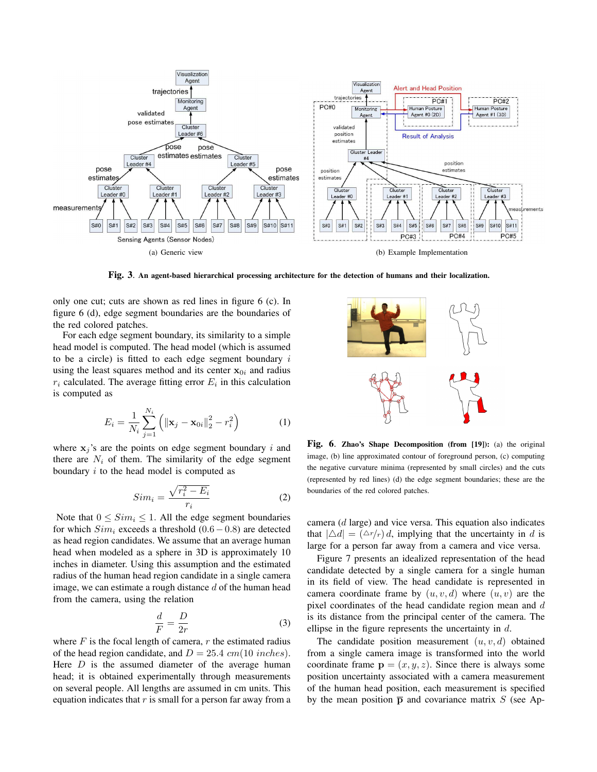(a) Generic view

(b) Example Implementation

**Fig. 3**. **An agent-based hierarchical processing architecture for the detection of humans and their localization.**

only one cut; cuts are shown as red lines in figure 6 (c). In figure 6 (d), edge segment boundaries are the boundaries of the red colored patches.

For each edge segment boundary, its similarity to a simple head model is computed. The head model (which is assumed to be a circle) is fitted to each edge segment boundary $i$ using the least squares method and its center $\mathbf{x}_{0i}$ and radius $r_i$ calculated. The average fitting error $E_i$ in this calculation is computed as

$$E_i = \frac{1}{N_i}\sum_{j=1}^{N_i}\left(\|\mathbf{x}_j - \mathbf{x}_{0i}\|_2^2 - r_i^2\right) \tag{1}$$

where $\mathbf{x}_j$'s are the points on edge segment boundary $i$ and there are $N_i$ of them. The similarity of the edge segment boundary $i$ to the head model is computed as

$$Sim_i = \frac{\sqrt{r_i^2 - E_i}}{r_i} \tag{2}$$

Note that $0 \leq Sim_i \leq 1$. All the edge segment boundaries for which $Sim_i$ exceeds a threshold $(0.6-0.8)$ are detected as head region candidates. We assume that an average human head when modeled as a sphere in 3D is approximately 10 inches in diameter. Using this assumption and the estimated radius of the human head region candidate in a single camera image, we can estimate a rough distance $d$ of the human head from the camera, using the relation

$$\frac{d}{F} = \frac{D}{2r} \tag{3}$$

where $F$ is the focal length of camera, $r$ the estimated radius of the head region candidate, and $D = 25.4\ cm(10\ inches)$. Here $D$ is the assumed diameter of the average human head; it is obtained experimentally through measurements on several people. All lengths are assumed in cm units. This equation indicates that $r$ is small for a person far away from a camera ($d$ large) and vice versa. This equation also indicates that $|\triangle d| = (\triangle r/r)\, d$, implying that the uncertainty in $d$ is large for a person far away from a camera and vice versa.

**Fig. 6**. **Zhao's Shape Decomposition (from [19]):** (a) the original image, (b) line approximated contour of foreground person, (c) computing the negative curvature minima (represented by small circles) and the cuts (represented by red lines) (d) the edge segment boundaries; these are the boundaries of the red colored patches.

Figure 7 presents an idealized representation of the head candidate detected by a single camera for a single human in its field of view. The head candidate is represented in camera coordinate frame by $(u, v, d)$ where $(u, v)$ are the pixel coordinates of the head candidate region mean and $d$ is its distance from the principal center of the camera. The ellipse in the figure represents the uncertainty in $d$.

The candidate position measurement $(u, v, d)$ obtained from a single camera image is transformed into the world coordinate frame $\mathbf{p} = (x, y, z)$. Since there is always some position uncertainty associated with a camera measurement of the human head position, each measurement is specified by the mean position $\overline{\mathbf{p}}$ and covariance matrix $S$ (see Ap-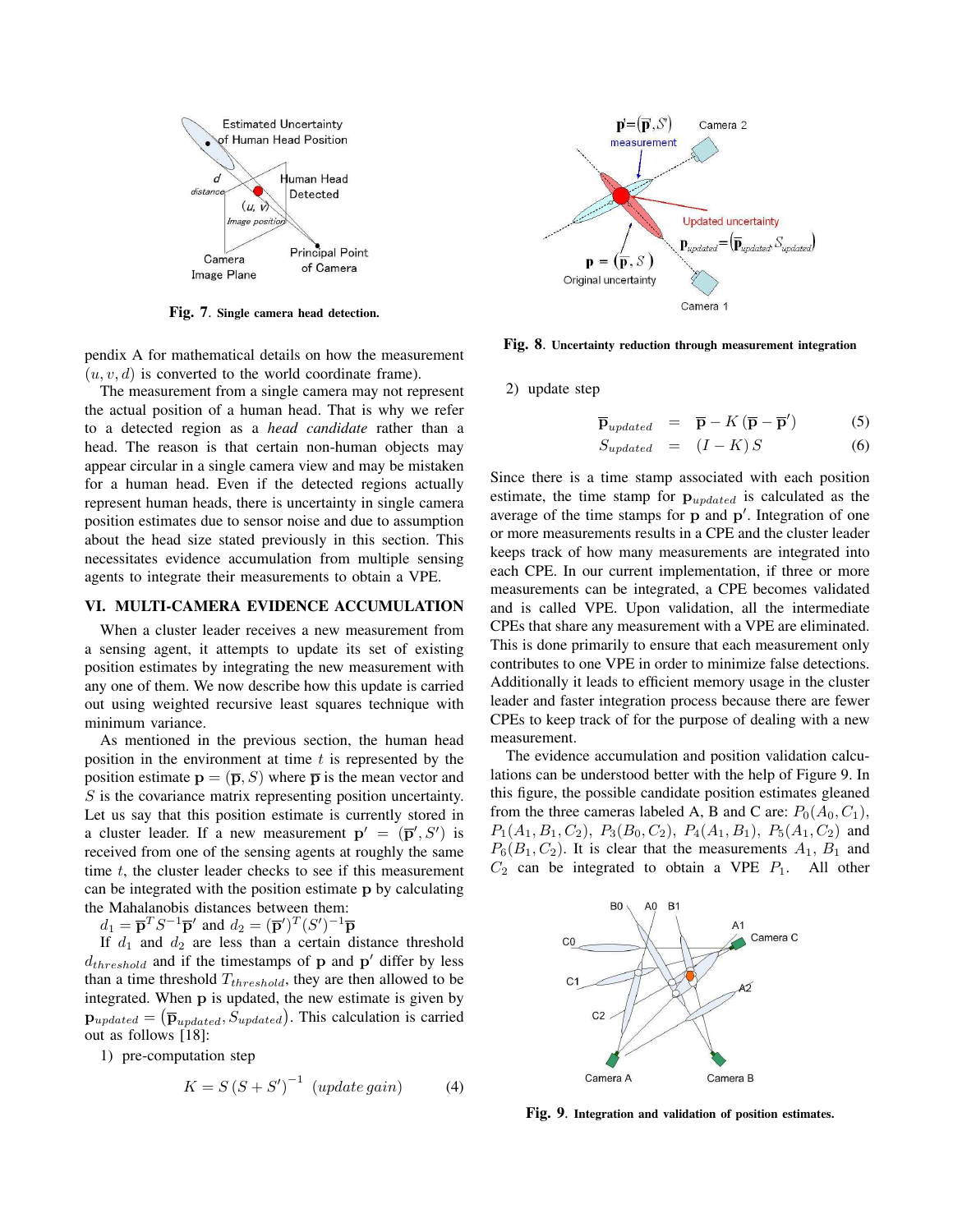Fig. 7. Single camera head detection.

pendix A for mathematical details on how the measurement $(u, v, d)$ is converted to the world coordinate frame).

The measurement from a single camera may not represent the actual position of a human head. That is why we refer to a detected region as a *head candidate* rather than a head. The reason is that certain non-human objects may appear circular in a single camera view and may be mistaken for a human head. Even if the detected regions actually represent human heads, there is uncertainty in single camera position estimates due to sensor noise and due to assumption about the head size stated previously in this section. This necessitates evidence accumulation from multiple sensing agents to integrate their measurements to obtain a VPE.

## VI. MULTI-CAMERA EVIDENCE ACCUMULATION

When a cluster leader receives a new measurement from a sensing agent, it attempts to update its set of existing position estimates by integrating the new measurement with any one of them. We now describe how this update is carried out using weighted recursive least squares technique with minimum variance.

As mentioned in the previous section, the human head position in the environment at time $t$ is represented by the position estimate $\mathbf{p} = (\overline{\mathbf{p}}, S)$ where $\overline{\mathbf{p}}$ is the mean vector and $S$ is the covariance matrix representing position uncertainty. Let us say that this position estimate is currently stored in a cluster leader. If a new measurement $\mathbf{p}' = (\overline{\mathbf{p}}', S')$ is received from one of the sensing agents at roughly the same time $t$, the cluster leader checks to see if this measurement can be integrated with the position estimate $\mathbf{p}$ by calculating the Mahalanobis distances between them:

$d_1 = \overline{\mathbf{p}}^T S^{-1} \overline{\mathbf{p}}'$ and $d_2 = (\overline{\mathbf{p}}')^T (S')^{-1} \overline{\mathbf{p}}$

If $d_1$ and $d_2$ are less than a certain distance threshold $d_{threshold}$ and if the timestamps of $\mathbf{p}$ and $\mathbf{p}'$ differ by less than a time threshold $T_{threshold}$, they are then allowed to be integrated. When $\mathbf{p}$ is updated, the new estimate is given by $\mathbf{p}_{updated} = (\overline{\mathbf{p}}_{updated}, S_{updated})$. This calculation is carried out as follows [18]:

1) pre-computation step

$$K = S\,(S + S')^{-1} \quad (update\ gain) \tag{4}$$

Fig. 8. Uncertainty reduction through measurement integration

2) update step

$$\overline{\mathbf{p}}_{updated} = \overline{\mathbf{p}} - K\,(\overline{\mathbf{p}} - \overline{\mathbf{p}}') \tag{5}$$

$$S_{updated} = (I - K)\,S \tag{6}$$

Since there is a time stamp associated with each position estimate, the time stamp for $\mathbf{p}_{updated}$ is calculated as the average of the time stamps for $\mathbf{p}$ and $\mathbf{p}'$. Integration of one or more measurements results in a CPE and the cluster leader keeps track of how many measurements are integrated into each CPE. In our current implementation, if three or more measurements can be integrated, a CPE becomes validated and is called VPE. Upon validation, all the intermediate CPEs that share any measurement with a VPE are eliminated. This is done primarily to ensure that each measurement only contributes to one VPE in order to minimize false detections. Additionally it leads to efficient memory usage in the cluster leader and faster integration process because there are fewer CPEs to keep track of for the purpose of dealing with a new measurement.

The evidence accumulation and position validation calculations can be understood better with the help of Figure 9. In this figure, the possible candidate position estimates gleaned from the three cameras labeled A, B and C are: $P_0(A_0, C_1)$, $P_1(A_1, B_1, C_2)$, $P_3(B_0, C_2)$, $P_4(A_1, B_1)$, $P_5(A_1, C_2)$ and $P_6(B_1, C_2)$. It is clear that the measurements $A_1$, $B_1$ and $C_2$ can be integrated to obtain a VPE $P_1$. All other

Fig. 9. Integration and validation of position estimates.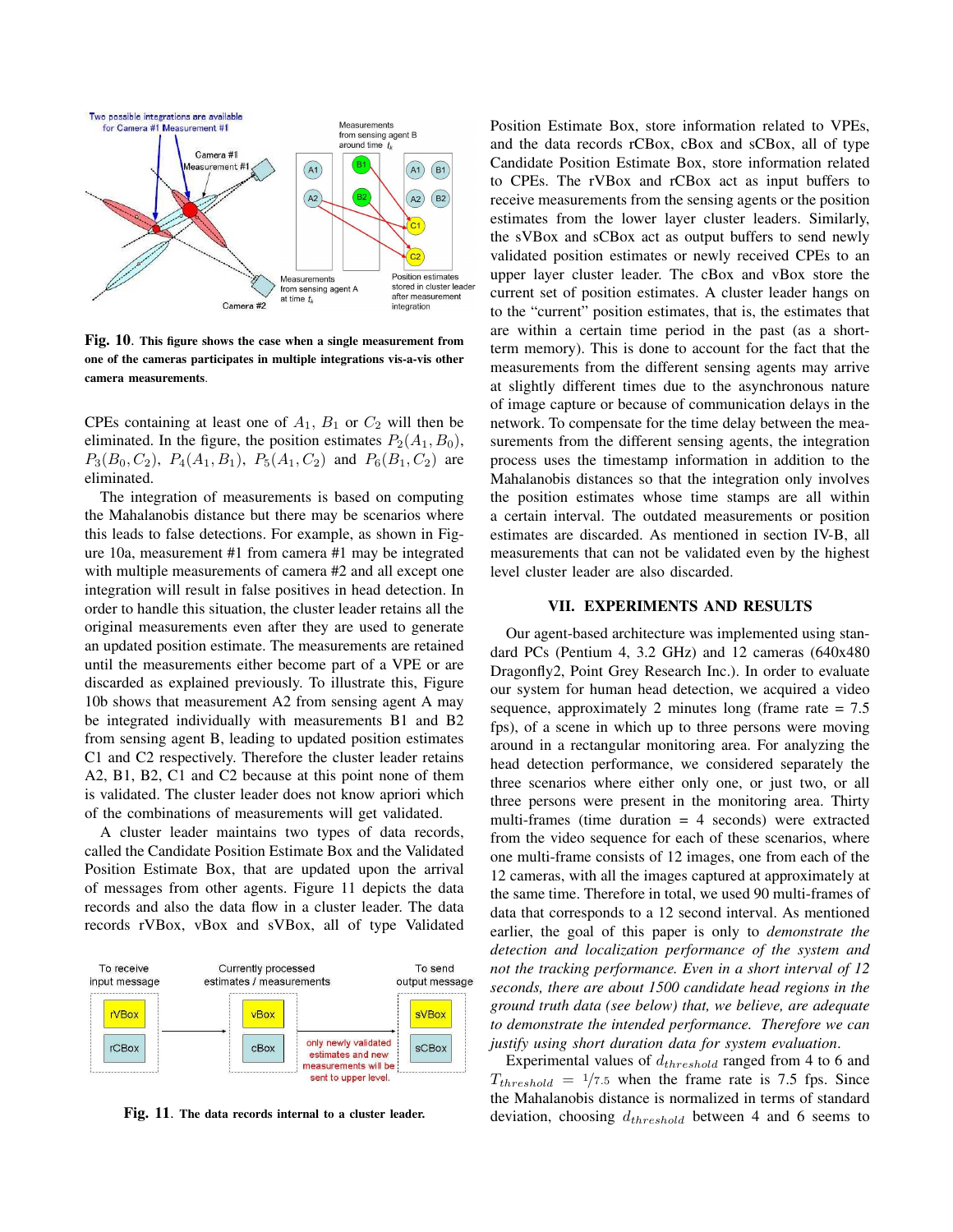Fig. 10. **This figure shows the case when a single measurement from one of the cameras participates in multiple integrations vis-a-vis other camera measurements**.

CPEs containing at least one of $A_1$, $B_1$ or $C_2$ will then be eliminated. In the figure, the position estimates $P_2(A_1, B_0)$, $P_3(B_0, C_2)$, $P_4(A_1, B_1)$, $P_5(A_1, C_2)$ and $P_6(B_1, C_2)$ are eliminated.

The integration of measurements is based on computing the Mahalanobis distance but there may be scenarios where this leads to false detections. For example, as shown in Figure 10a, measurement #1 from camera #1 may be integrated with multiple measurements of camera #2 and all except one integration will result in false positives in head detection. In order to handle this situation, the cluster leader retains all the original measurements even after they are used to generate an updated position estimate. The measurements are retained until the measurements either become part of a VPE or are discarded as explained previously. To illustrate this, Figure 10b shows that measurement A2 from sensing agent A may be integrated individually with measurements B1 and B2 from sensing agent B, leading to updated position estimates C1 and C2 respectively. Therefore the cluster leader retains A2, B1, B2, C1 and C2 because at this point none of them is validated. The cluster leader does not know apriori which of the combinations of measurements will get validated.

A cluster leader maintains two types of data records, called the Candidate Position Estimate Box and the Validated Position Estimate Box, that are updated upon the arrival of messages from other agents. Figure 11 depicts the data records and also the data flow in a cluster leader. The data records rVBox, vBox and sVBox, all of type Validated Position Estimate Box, store information related to VPEs, and the data records rCBox, cBox and sCBox, all of type Candidate Position Estimate Box, store information related to CPEs. The rVBox and rCBox act as input buffers to receive measurements from the sensing agents or the position estimates from the lower layer cluster leaders. Similarly, the sVBox and sCBox act as output buffers to send newly validated position estimates or newly received CPEs to an upper layer cluster leader. The cBox and vBox store the current set of position estimates. A cluster leader hangs on to the "current" position estimates, that is, the estimates that are within a certain time period in the past (as a short-term memory). This is done to account for the fact that the measurements from the different sensing agents may arrive at slightly different times due to the asynchronous nature of image capture or because of communication delays in the network. To compensate for the time delay between the measurements from the different sensing agents, the integration process uses the timestamp information in addition to the Mahalanobis distances so that the integration only involves the position estimates whose time stamps are all within a certain interval. The outdated measurements or position estimates are discarded. As mentioned in section IV-B, all measurements that can not be validated even by the highest level cluster leader are also discarded.

Fig. 11. **The data records internal to a cluster leader.**

## VII. EXPERIMENTS AND RESULTS

Our agent-based architecture was implemented using standard PCs (Pentium 4, 3.2 GHz) and 12 cameras (640x480 Dragonfly2, Point Grey Research Inc.). In order to evaluate our system for human head detection, we acquired a video sequence, approximately 2 minutes long (frame rate = 7.5 fps), of a scene in which up to three persons were moving around in a rectangular monitoring area. For analyzing the head detection performance, we considered separately the three scenarios where either only one, or just two, or all three persons were present in the monitoring area. Thirty multi-frames (time duration = 4 seconds) were extracted from the video sequence for each of these scenarios, where one multi-frame consists of 12 images, one from each of the 12 cameras, with all the images captured at approximately at the same time. Therefore in total, we used 90 multi-frames of data that corresponds to a 12 second interval. As mentioned earlier, the goal of this paper is only to *demonstrate the detection and localization performance of the system and not the tracking performance. Even in a short interval of 12 seconds, there are about 1500 candidate head regions in the ground truth data (see below) that, we believe, are adequate to demonstrate the intended performance. Therefore we can justify using short duration data for system evaluation.*

Experimental values of $d_{threshold}$ ranged from 4 to 6 and $T_{threshold} = {}^{1}/_{7.5}$ when the frame rate is 7.5 fps. Since the Mahalanobis distance is normalized in terms of standard deviation, choosing $d_{threshold}$ between 4 and 6 seems to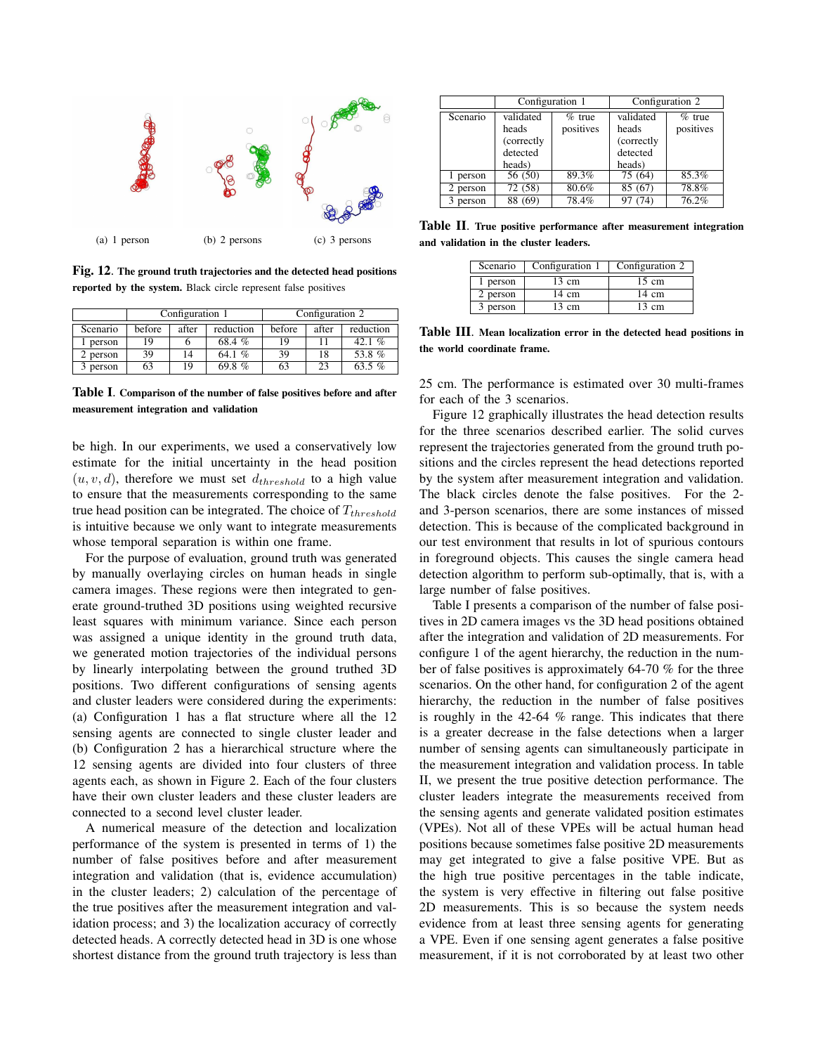(a) 1 person (b) 2 persons (c) 3 persons

**Fig. 12**. **The ground truth trajectories and the detected head positions reported by the system.** Black circle represent false positives

| | Configuration 1 | | | Configuration 2 | | |
|---|---|---|---|---|---|---|
| Scenario | before | after | reduction | before | after | reduction |
| 1 person | 19 | 6 | 68.4 % | 19 | 11 | 42.1 % |
| 2 person | 39 | 14 | 64.1 % | 39 | 18 | 53.8 % |
| 3 person | 63 | 19 | 69.8 % | 63 | 23 | 63.5 % |

**Table I**. **Comparison of the number of false positives before and after measurement integration and validation**

be high. In our experiments, we used a conservatively low estimate for the initial uncertainty in the head position $(u, v, d)$, therefore we must set $d_{threshold}$ to a high value to ensure that the measurements corresponding to the same true head position can be integrated. The choice of $T_{threshold}$ is intuitive because we only want to integrate measurements whose temporal separation is within one frame.

For the purpose of evaluation, ground truth was generated by manually overlaying circles on human heads in single camera images. These regions were then integrated to generate ground-truthed 3D positions using weighted recursive least squares with minimum variance. Since each person was assigned a unique identity in the ground truth data, we generated motion trajectories of the individual persons by linearly interpolating between the ground truthed 3D positions. Two different configurations of sensing agents and cluster leaders were considered during the experiments: (a) Configuration 1 has a flat structure where all the 12 sensing agents are connected to single cluster leader and (b) Configuration 2 has a hierarchical structure where the 12 sensing agents are divided into four clusters of three agents each, as shown in Figure 2. Each of the four clusters have their own cluster leaders and these cluster leaders are connected to a second level cluster leader.

A numerical measure of the detection and localization performance of the system is presented in terms of 1) the number of false positives before and after measurement integration and validation (that is, evidence accumulation) in the cluster leaders; 2) calculation of the percentage of the true positives after the measurement integration and validation process; and 3) the localization accuracy of correctly detected heads. A correctly detected head in 3D is one whose shortest distance from the ground truth trajectory is less than

| | Configuration 1 | | Configuration 2 | |
|---|---|---|---|---|
| Scenario | validated heads (correctly detected heads) | % true positives | validated heads (correctly detected heads) | % true positives |
| 1 person | 56 (50) | 89.3% | 75 (64) | 85.3% |
| 2 person | 72 (58) | 80.6% | 85 (67) | 78.8% |
| 3 person | 88 (69) | 78.4% | 97 (74) | 76.2% |

**Table II**. **True positive performance after measurement integration and validation in the cluster leaders.**

| Scenario | Configuration 1 | Configuration 2 |
|---|---|---|
| 1 person | 13 cm | 15 cm |
| 2 person | 14 cm | 14 cm |
| 3 person | 13 cm | 13 cm |

**Table III**. **Mean localization error in the detected head positions in the world coordinate frame.**

25 cm. The performance is estimated over 30 multi-frames for each of the 3 scenarios.

Figure 12 graphically illustrates the head detection results for the three scenarios described earlier. The solid curves represent the trajectories generated from the ground truth positions and the circles represent the head detections reported by the system after measurement integration and validation. The black circles denote the false positives. For the 2- and 3-person scenarios, there are some instances of missed detection. This is because of the complicated background in our test environment that results in lot of spurious contours in foreground objects. This causes the single camera head detection algorithm to perform sub-optimally, that is, with a large number of false positives.

Table I presents a comparison of the number of false positives in 2D camera images vs the 3D head positions obtained after the integration and validation of 2D measurements. For configure 1 of the agent hierarchy, the reduction in the number of false positives is approximately 64-70 % for the three scenarios. On the other hand, for configuration 2 of the agent hierarchy, the reduction in the number of false positives is roughly in the 42-64 % range. This indicates that there is a greater decrease in the false detections when a larger number of sensing agents can simultaneously participate in the measurement integration and validation process. In table II, we present the true positive detection performance. The cluster leaders integrate the measurements received from the sensing agents and generate validated position estimates (VPEs). Not all of these VPEs will be actual human head positions because sometimes false positive 2D measurements may get integrated to give a false positive VPE. But as the high true positive percentages in the table indicate, the system is very effective in filtering out false positive 2D measurements. This is so because the system needs evidence from at least three sensing agents for generating a VPE. Even if one sensing agent generates a false positive measurement, if it is not corroborated by at least two other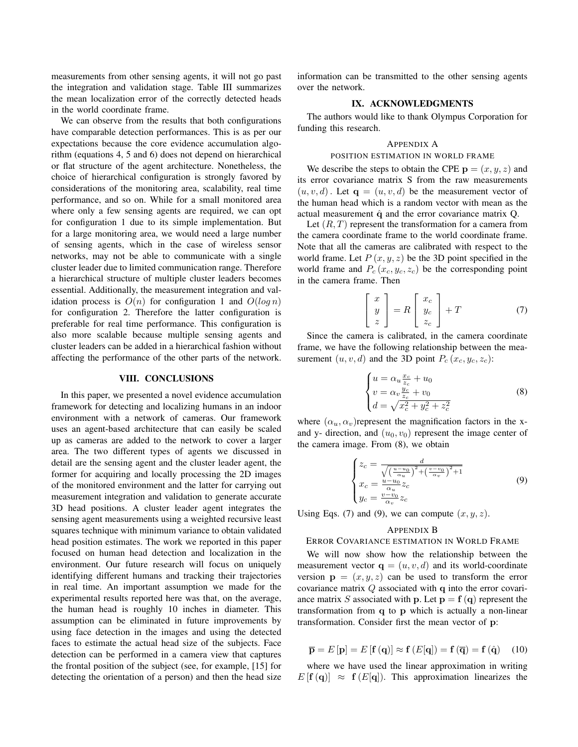measurements from other sensing agents, it will not go past the integration and validation stage. Table III summarizes the mean localization error of the correctly detected heads in the world coordinate frame.

We can observe from the results that both configurations have comparable detection performances. This is as per our expectations because the core evidence accumulation algorithm (equations 4, 5 and 6) does not depend on hierarchical or flat structure of the agent architecture. Nonetheless, the choice of hierarchical configuration is strongly favored by considerations of the monitoring area, scalability, real time performance, and so on. While for a small monitored area where only a few sensing agents are required, we can opt for configuration 1 due to its simple implementation. But for a large monitoring area, we would need a large number of sensing agents, which in the case of wireless sensor networks, may not be able to communicate with a single cluster leader due to limited communication range. Therefore a hierarchical structure of multiple cluster leaders becomes essential. Additionally, the measurement integration and validation process is $O(n)$ for configuration 1 and $O(\log n)$ for configuration 2. Therefore the latter configuration is preferable for real time performance. This configuration is also more scalable because multiple sensing agents and cluster leaders can be added in a hierarchical fashion without affecting the performance of the other parts of the network.

## VIII. CONCLUSIONS

In this paper, we presented a novel evidence accumulation framework for detecting and localizing humans in an indoor environment with a network of cameras. Our framework uses an agent-based architecture that can easily be scaled up as cameras are added to the network to cover a larger area. The two different types of agents we discussed in detail are the sensing agent and the cluster leader agent, the former for acquiring and locally processing the 2D images of the monitored environment and the latter for carrying out measurement integration and validation to generate accurate 3D head positions. A cluster leader agent integrates the sensing agent measurements using a weighted recursive least squares technique with minimum variance to obtain validated head position estimates. The work we reported in this paper focused on human head detection and localization in the environment. Our future research will focus on uniquely identifying different humans and tracking their trajectories in real time. An important assumption we made for the experimental results reported here was that, on the average, the human head is roughly 10 inches in diameter. This assumption can be eliminated in future improvements by using face detection in the images and using the detected faces to estimate the actual head size of the subjects. Face detection can be performed in a camera view that captures the frontal position of the subject (see, for example, [15] for detecting the orientation of a person) and then the head size information can be transmitted to the other sensing agents over the network.

## IX. ACKNOWLEDGMENTS

The authors would like to thank Olympus Corporation for funding this research.

## APPENDIX A
### POSITION ESTIMATION IN WORLD FRAME

We describe the steps to obtain the CPE $\mathbf{p} = (x, y, z)$ and its error covariance matrix S from the raw measurements $(u, v, d)$. Let $\mathbf{q} = (u, v, d)$ be the measurement vector of the human head which is a random vector with mean as the actual measurement $\hat{\mathbf{q}}$ and the error covariance matrix Q.

Let $(R, T)$ represent the transformation for a camera from the camera coordinate frame to the world coordinate frame. Note that all the cameras are calibrated with respect to the world frame. Let $P(x, y, z)$ be the 3D point specified in the world frame and $P_c(x_c, y_c, z_c)$ be the corresponding point in the camera frame. Then

$$\begin{bmatrix} x \\ y \\ z \end{bmatrix} = R \begin{bmatrix} x_c \\ y_c \\ z_c \end{bmatrix} + T \tag{7}$$

Since the camera is calibrated, in the camera coordinate frame, we have the following relationship between the measurement $(u, v, d)$ and the 3D point $P_c(x_c, y_c, z_c)$:

$$\begin{cases} u = \alpha_u \frac{x_c}{z_c} + u_0 \\ v = \alpha_v \frac{y_c}{z_c} + v_0 \\ d = \sqrt{x_c^2 + y_c^2 + z_c^2} \end{cases} \tag{8}$$

where $(\alpha_u, \alpha_v)$represent the magnification factors in the x- and y- direction, and $(u_0, v_0)$ represent the image center of the camera image. From (8), we obtain

$$\begin{cases} z_c = \frac{d}{\sqrt{\left(\frac{u-u_0}{\alpha_u}\right)^2 + \left(\frac{v-v_0}{\alpha_v}\right)^2 + 1}} \\ x_c = \frac{u-u_0}{\alpha_u} z_c \\ y_c = \frac{v-v_0}{\alpha_v} z_c \end{cases} \tag{9}$$

Using Eqs. (7) and (9), we can compute $(x, y, z)$.

## APPENDIX B
### ERROR COVARIANCE ESTIMATION IN WORLD FRAME

We will now show how the relationship between the measurement vector $\mathbf{q} = (u, v, d)$ and its world-coordinate version $\mathbf{p} = (x, y, z)$ can be used to transform the error covariance matrix $Q$ associated with $\mathbf{q}$ into the error covariance matrix $S$ associated with $\mathbf{p}$. Let $\mathbf{p} = \mathbf{f}(\mathbf{q})$ represent the transformation from $\mathbf{q}$ to $\mathbf{p}$ which is actually a non-linear transformation. Consider first the mean vector of $\mathbf{p}$:

$$\overline{\mathbf{p}} = E[\mathbf{p}] = E[\mathbf{f}(\mathbf{q})] \approx \mathbf{f}(E[\mathbf{q}]) = \mathbf{f}(\overline{\mathbf{q}}) = \mathbf{f}(\hat{\mathbf{q}}) \tag{10}$$

where we have used the linear approximation in writing $E[\mathbf{f}(\mathbf{q})] \approx \mathbf{f}(E[\mathbf{q}])$. This approximation linearizes the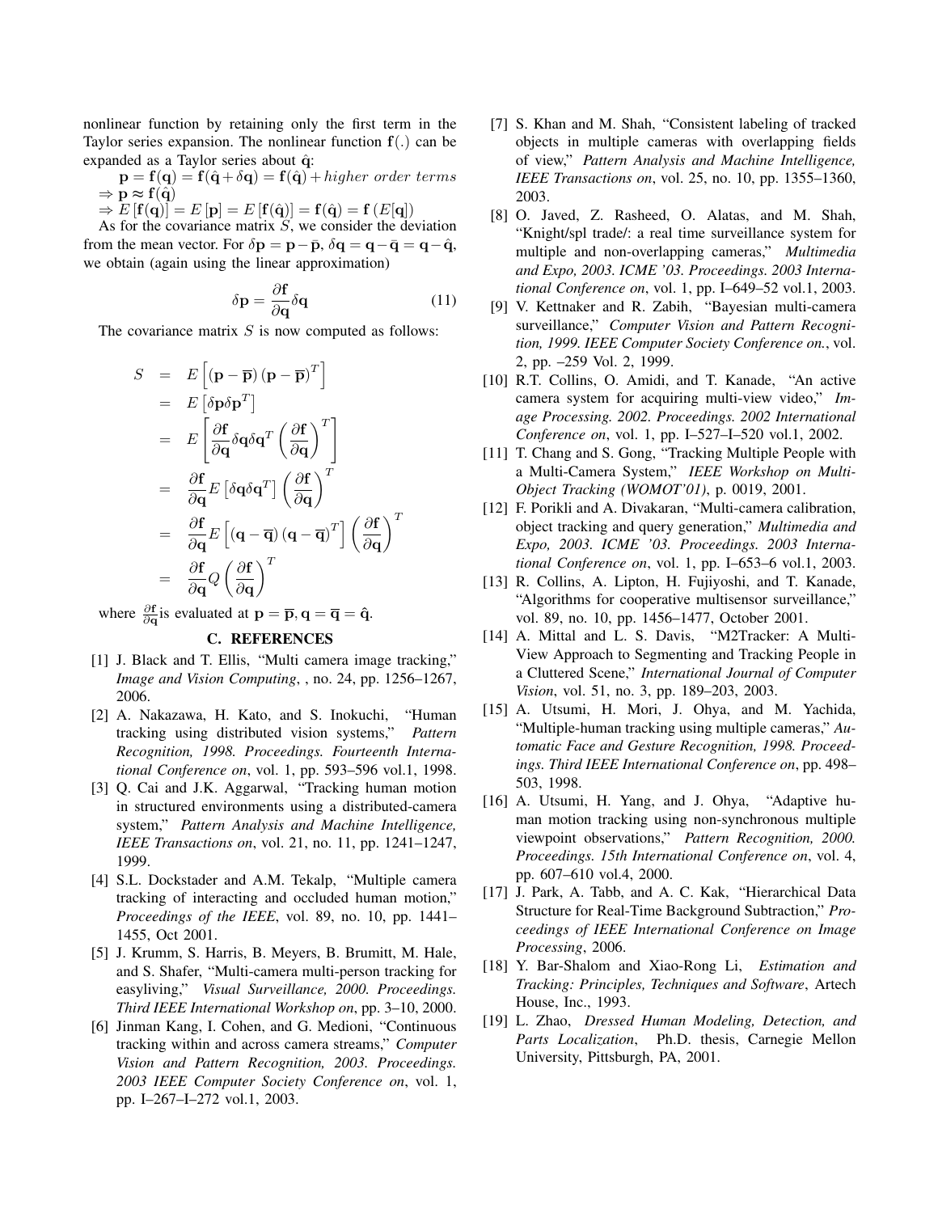nonlinear function by retaining only the first term in the Taylor series expansion. The nonlinear function $\mathbf{f}(.)$ can be expanded as a Taylor series about $\hat{\mathbf{q}}$:

$$\mathbf{p} = \mathbf{f}(\mathbf{q}) = \mathbf{f}(\hat{\mathbf{q}} + \delta\mathbf{q}) = \mathbf{f}(\hat{\mathbf{q}}) + higher\ order\ terms$$

$$\Rightarrow \mathbf{p} \approx \mathbf{f}(\hat{\mathbf{q}})$$

$$\Rightarrow E\left[\mathbf{f}(\mathbf{q})\right] = E\left[\mathbf{p}\right] = E\left[\mathbf{f}(\hat{\mathbf{q}})\right] = \mathbf{f}(\hat{\mathbf{q}}) = \mathbf{f}\left(E[\mathbf{q}]\right)$$

As for the covariance matrix $S$, we consider the deviation from the mean vector. For $\delta\mathbf{p} = \mathbf{p} - \bar{\mathbf{p}}$, $\delta\mathbf{q} = \mathbf{q} - \bar{\mathbf{q}} = \mathbf{q} - \hat{\mathbf{q}}$, we obtain (again using the linear approximation)

$$\delta\mathbf{p} = \frac{\partial\mathbf{f}}{\partial\mathbf{q}}\delta\mathbf{q} \tag{11}$$

The covariance matrix $S$ is now computed as follows:

$$\begin{aligned}
S &= E\left[\left(\mathbf{p} - \overline{\mathbf{p}}\right)\left(\mathbf{p} - \overline{\mathbf{p}}\right)^T\right] \\
&= E\left[\delta\mathbf{p}\delta\mathbf{p}^T\right] \\
&= E\left[\frac{\partial\mathbf{f}}{\partial\mathbf{q}}\delta\mathbf{q}\delta\mathbf{q}^T\left(\frac{\partial\mathbf{f}}{\partial\mathbf{q}}\right)^T\right] \\
&= \frac{\partial\mathbf{f}}{\partial\mathbf{q}}E\left[\delta\mathbf{q}\delta\mathbf{q}^T\right]\left(\frac{\partial\mathbf{f}}{\partial\mathbf{q}}\right)^T \\
&= \frac{\partial\mathbf{f}}{\partial\mathbf{q}}E\left[\left(\mathbf{q} - \overline{\mathbf{q}}\right)\left(\mathbf{q} - \overline{\mathbf{q}}\right)^T\right]\left(\frac{\partial\mathbf{f}}{\partial\mathbf{q}}\right)^T \\
&= \frac{\partial\mathbf{f}}{\partial\mathbf{q}}Q\left(\frac{\partial\mathbf{f}}{\partial\mathbf{q}}\right)^T
\end{aligned}$$

where $\frac{\partial\mathbf{f}}{\partial\mathbf{q}}$is evaluated at $\mathbf{p} = \overline{\mathbf{p}}, \mathbf{q} = \overline{\mathbf{q}} = \hat{\mathbf{q}}$.

## C. REFERENCES

[1] J. Black and T. Ellis, "Multi camera image tracking," *Image and Vision Computing*, , no. 24, pp. 1256–1267, 2006.

[2] A. Nakazawa, H. Kato, and S. Inokuchi, "Human tracking using distributed vision systems," *Pattern Recognition, 1998. Proceedings. Fourteenth International Conference on*, vol. 1, pp. 593–596 vol.1, 1998.

[3] Q. Cai and J.K. Aggarwal, "Tracking human motion in structured environments using a distributed-camera system," *Pattern Analysis and Machine Intelligence, IEEE Transactions on*, vol. 21, no. 11, pp. 1241–1247, 1999.

[4] S.L. Dockstader and A.M. Tekalp, "Multiple camera tracking of interacting and occluded human motion," *Proceedings of the IEEE*, vol. 89, no. 10, pp. 1441–1455, Oct 2001.

[5] J. Krumm, S. Harris, B. Meyers, B. Brumitt, M. Hale, and S. Shafer, "Multi-camera multi-person tracking for easyliving," *Visual Surveillance, 2000. Proceedings. Third IEEE International Workshop on*, pp. 3–10, 2000.

[6] Jinman Kang, I. Cohen, and G. Medioni, "Continuous tracking within and across camera streams," *Computer Vision and Pattern Recognition, 2003. Proceedings. 2003 IEEE Computer Society Conference on*, vol. 1, pp. I–267–I–272 vol.1, 2003.

[7] S. Khan and M. Shah, "Consistent labeling of tracked objects in multiple cameras with overlapping fields of view," *Pattern Analysis and Machine Intelligence, IEEE Transactions on*, vol. 25, no. 10, pp. 1355–1360, 2003.

[8] O. Javed, Z. Rasheed, O. Alatas, and M. Shah, "Knight/spl trade/: a real time surveillance system for multiple and non-overlapping cameras," *Multimedia and Expo, 2003. ICME '03. Proceedings. 2003 International Conference on*, vol. 1, pp. I–649–52 vol.1, 2003.

[9] V. Kettnaker and R. Zabih, "Bayesian multi-camera surveillance," *Computer Vision and Pattern Recognition, 1999. IEEE Computer Society Conference on.*, vol. 2, pp. –259 Vol. 2, 1999.

[10] R.T. Collins, O. Amidi, and T. Kanade, "An active camera system for acquiring multi-view video," *Image Processing. 2002. Proceedings. 2002 International Conference on*, vol. 1, pp. I–527–I–520 vol.1, 2002.

[11] T. Chang and S. Gong, "Tracking Multiple People with a Multi-Camera System," *IEEE Workshop on Multi-Object Tracking (WOMOT'01)*, p. 0019, 2001.

[12] F. Porikli and A. Divakaran, "Multi-camera calibration, object tracking and query generation," *Multimedia and Expo, 2003. ICME '03. Proceedings. 2003 International Conference on*, vol. 1, pp. I–653–6 vol.1, 2003.

[13] R. Collins, A. Lipton, H. Fujiyoshi, and T. Kanade, "Algorithms for cooperative multisensor surveillance," vol. 89, no. 10, pp. 1456–1477, October 2001.

[14] A. Mittal and L. S. Davis, "M2Tracker: A Multi-View Approach to Segmenting and Tracking People in a Cluttered Scene," *International Journal of Computer Vision*, vol. 51, no. 3, pp. 189–203, 2003.

[15] A. Utsumi, H. Mori, J. Ohya, and M. Yachida, "Multiple-human tracking using multiple cameras," *Automatic Face and Gesture Recognition, 1998. Proceedings. Third IEEE International Conference on*, pp. 498–503, 1998.

[16] A. Utsumi, H. Yang, and J. Ohya, "Adaptive human motion tracking using non-synchronous multiple viewpoint observations," *Pattern Recognition, 2000. Proceedings. 15th International Conference on*, vol. 4, pp. 607–610 vol.4, 2000.

[17] J. Park, A. Tabb, and A. C. Kak, "Hierarchical Data Structure for Real-Time Background Subtraction," *Proceedings of IEEE International Conference on Image Processing*, 2006.

[18] Y. Bar-Shalom and Xiao-Rong Li, *Estimation and Tracking: Principles, Techniques and Software*, Artech House, Inc., 1993.

[19] L. Zhao, *Dressed Human Modeling, Detection, and Parts Localization*, Ph.D. thesis, Carnegie Mellon University, Pittsburgh, PA, 2001.